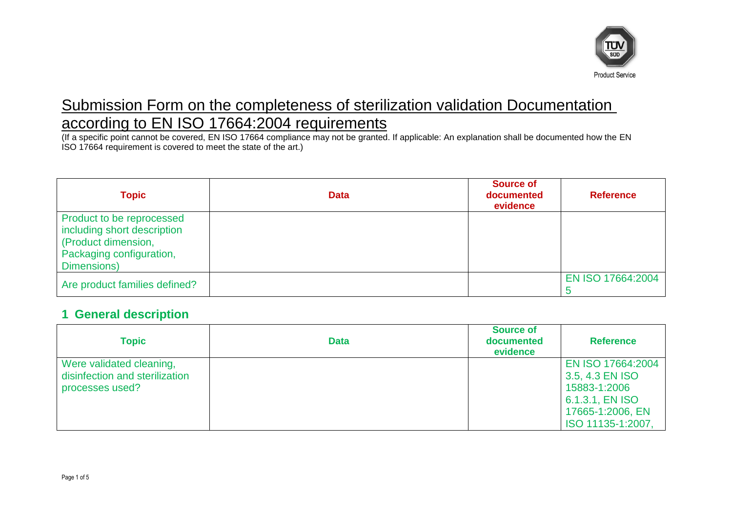# Submission Form on the completeness of sterilization validation Documentation according to EN ISO 17664:2004 requirements

(If a specific point cannot be covered, EN ISO 17664 compliance may not be granted. If applicable: An explanation shall be documented how the EN ISO 17664 requirement is covered to meet the state of the art.)

| Topic | Data | Source of documented evidence | Reference |
|---|---|---|---|
| Product to be reprocessed including short description (Product dimension, Packaging configuration, Dimensions) | | | |
| Are product families defined? | | | EN ISO 17664:2004 5 |

## 1 General description

| Topic | Data | Source of documented evidence | Reference |
|---|---|---|---|
| Were validated cleaning, disinfection and sterilization processes used? | | | EN ISO 17664:2004 3.5, 4.3 EN ISO 15883-1:2006 6.1.3.1, EN ISO 17665-1:2006, EN ISO 11135-1:2007, |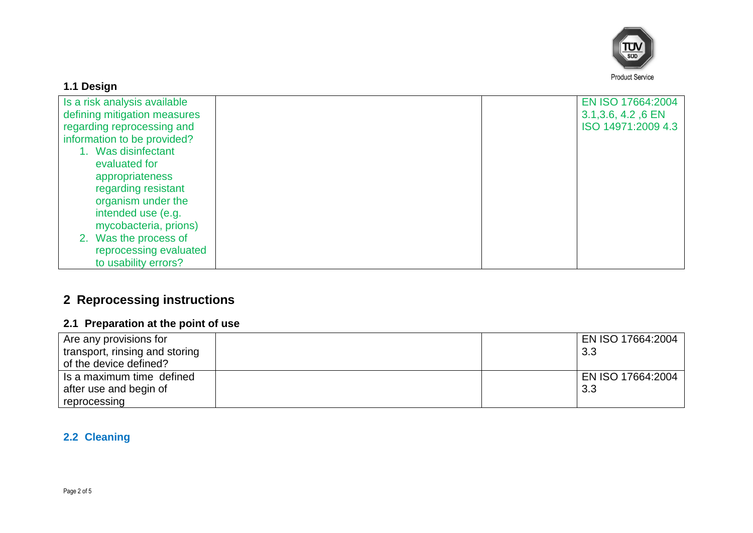### 1.1 Design

| | | | |
|---|---|---|---|
| Is a risk analysis available defining mitigation measures regarding reprocessing and information to be provided?<br>1. Was disinfectant evaluated for appropriateness regarding resistant organism under the intended use (e.g. mycobacteria, prions)<br>2. Was the process of reprocessing evaluated to usability errors? | | | EN ISO 17664:2004 3.1,3.6, 4.2 ,6 EN ISO 14971:2009 4.3 |

# 2 Reprocessing instructions

## 2.1 Preparation at the point of use

| | | | |
|---|---|---|---|
| Are any provisions for transport, rinsing and storing of the device defined? | | | EN ISO 17664:2004 3.3 |
| Is a maximum time defined after use and begin of reprocessing | | | EN ISO 17664:2004 3.3 |

## 2.2 Cleaning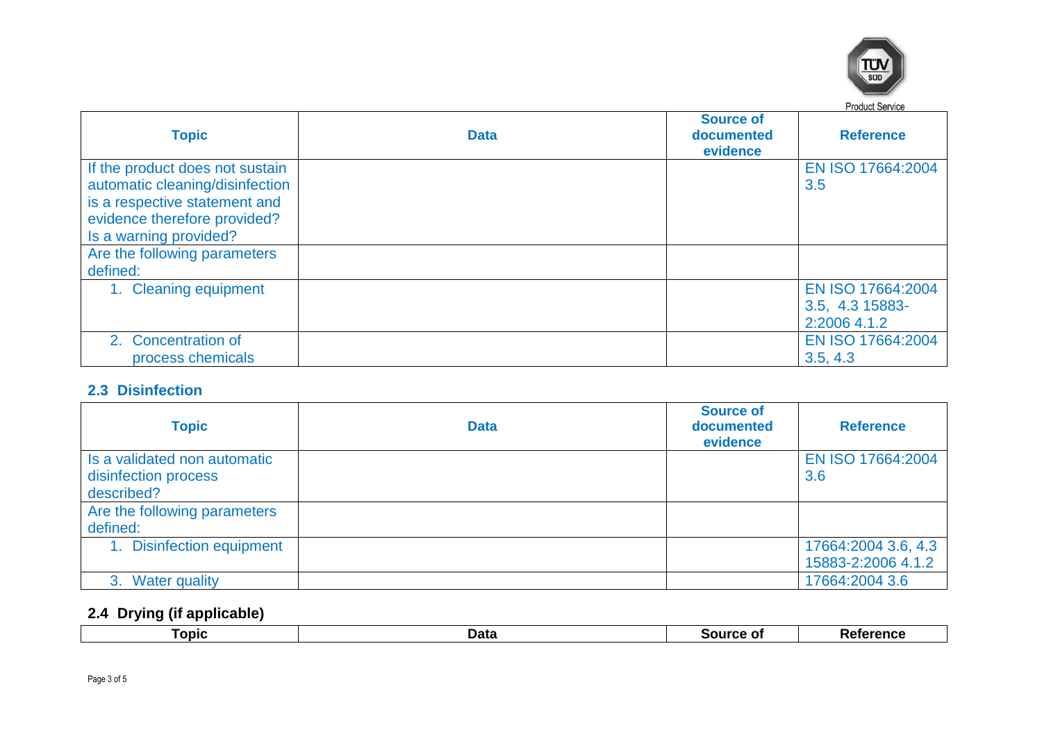| Topic | Data | Source of documented evidence | Reference |
|---|---|---|---|
| If the product does not sustain automatic cleaning/disinfection is a respective statement and evidence therefore provided? Is a warning provided? | | | EN ISO 17664:2004 3.5 |
| Are the following parameters defined: | | | |
| 1. Cleaning equipment | | | EN ISO 17664:2004 3.5, 4.3 15883-2:2006 4.1.2 |
| 2. Concentration of process chemicals | | | EN ISO 17664:2004 3.5, 4.3 |

## 2.3 Disinfection

| Topic | Data | Source of documented evidence | Reference |
|---|---|---|---|
| Is a validated non automatic disinfection process described? | | | EN ISO 17664:2004 3.6 |
| Are the following parameters defined: | | | |
| 1. Disinfection equipment | | | 17664:2004 3.6, 4.3 15883-2:2006 4.1.2 |
| 3. Water quality | | | 17664:2004 3.6 |

## 2.4 Drying (if applicable)

| Topic | Data | Source of | Reference |
|---|---|---|---|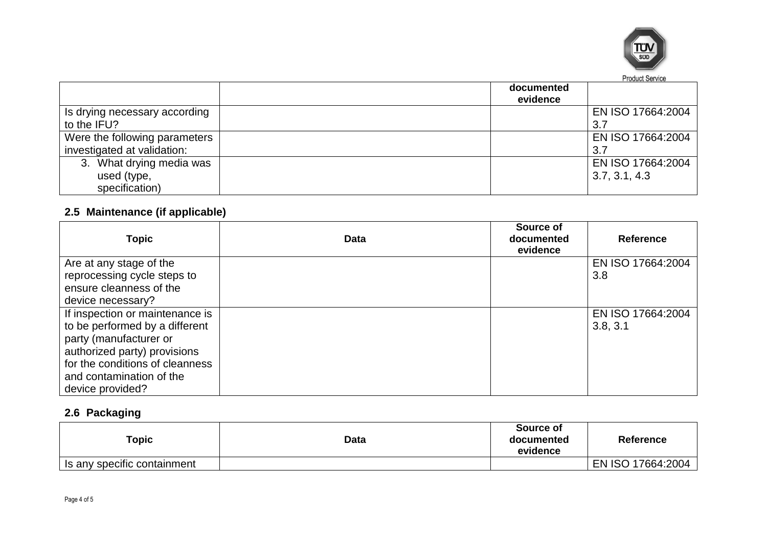| | | documented evidence | |
|---|---|---|---|
| Is drying necessary according to the IFU? | | | EN ISO 17664:2004 3.7 |
| Were the following parameters investigated at validation: | | | EN ISO 17664:2004 3.7 |
| 3. What drying media was used (type, specification) | | | EN ISO 17664:2004 3.7, 3.1, 4.3 |

### 2.5 Maintenance (if applicable)

| Topic | Data | Source of documented evidence | Reference |
|---|---|---|---|
| Are at any stage of the reprocessing cycle steps to ensure cleanness of the device necessary? | | | EN ISO 17664:2004 3.8 |
| If inspection or maintenance is to be performed by a different party (manufacturer or authorized party) provisions for the conditions of cleanness and contamination of the device provided? | | | EN ISO 17664:2004 3.8, 3.1 |

### 2.6 Packaging

| Topic | Data | Source of documented evidence | Reference |
|---|---|---|---|
| Is any specific containment | | | EN ISO 17664:2004 |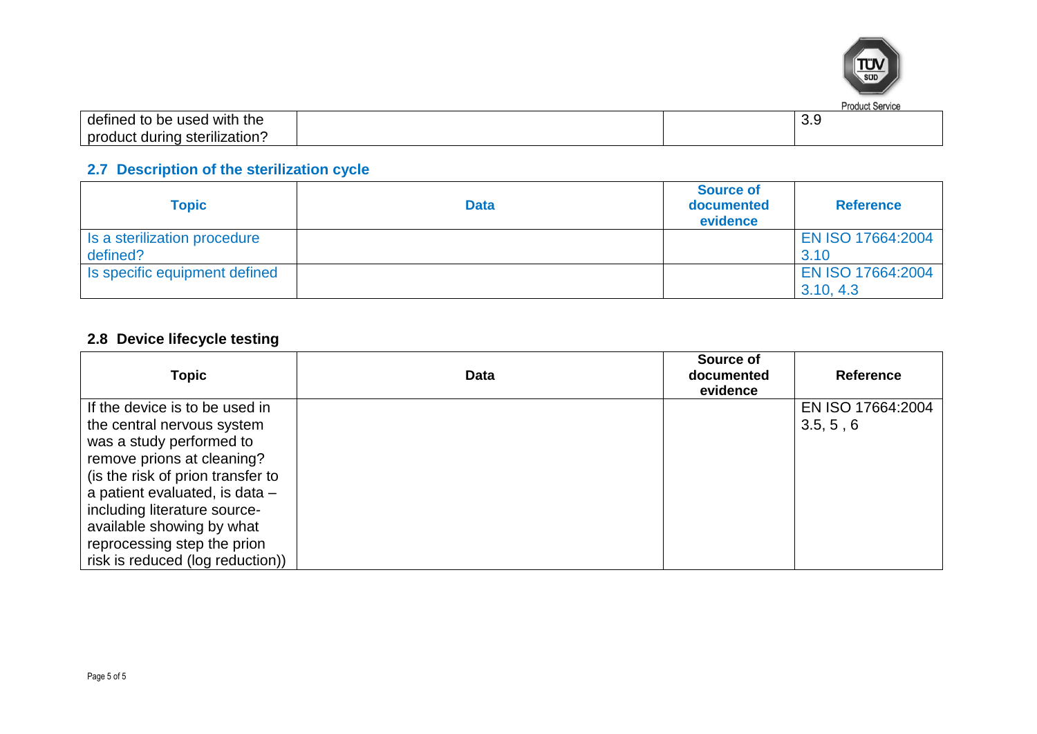| | | | |
|---|---|---|---|
| defined to be used with the product during sterilization? | | | 3.9 |

## 2.7 Description of the sterilization cycle

| Topic | Data | Source of documented evidence | Reference |
|---|---|---|---|
| Is a sterilization procedure defined? | | | EN ISO 17664:2004 3.10 |
| Is specific equipment defined | | | EN ISO 17664:2004 3.10, 4.3 |

## 2.8 Device lifecycle testing

| Topic | Data | Source of documented evidence | Reference |
|---|---|---|---|
| If the device is to be used in the central nervous system was a study performed to remove prions at cleaning? (is the risk of prion transfer to a patient evaluated, is data – including literature source- available showing by what reprocessing step the prion risk is reduced (log reduction)) | | | EN ISO 17664:2004 3.5, 5 , 6 |